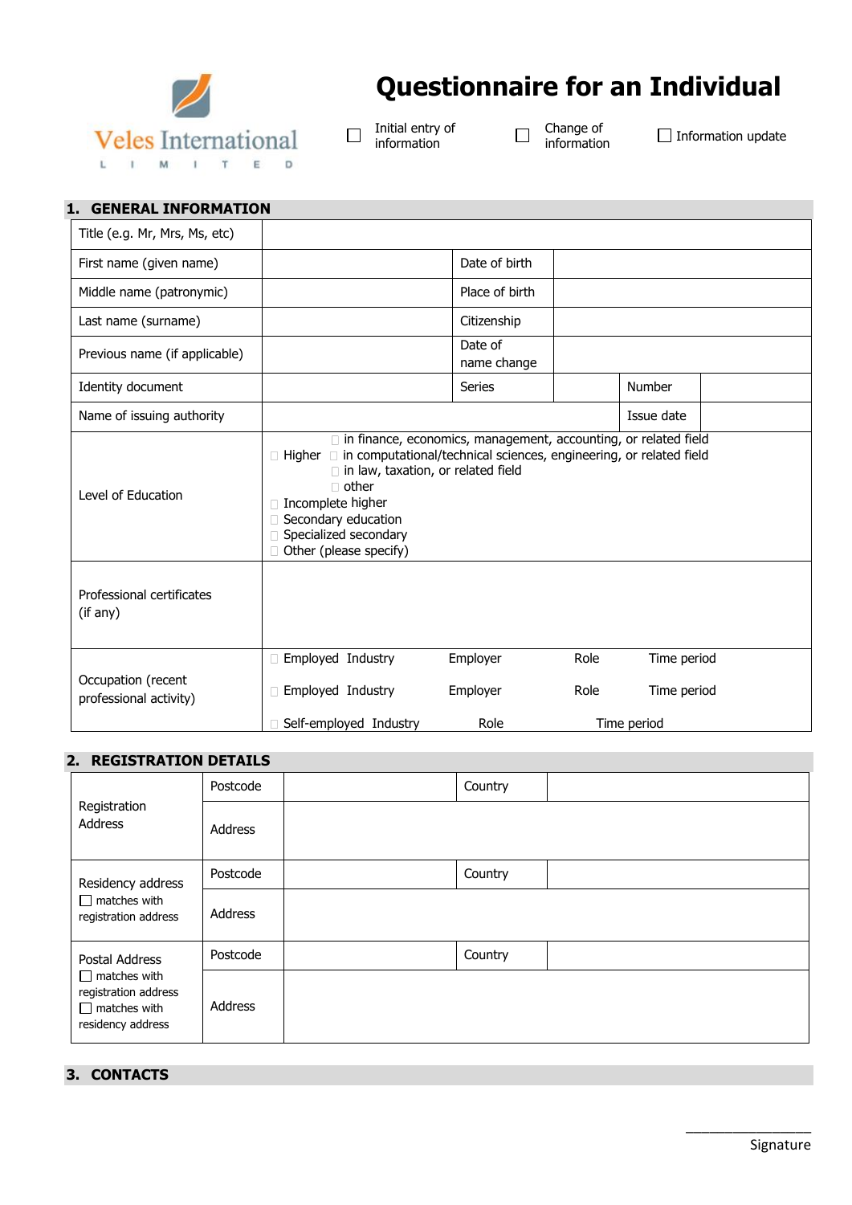Veles International LIMITED

# Questionnaire for an Individual

☐ Initial entry of information ☐ Change of information ☐ Information update

## 1. GENERAL INFORMATION

| Title (e.g. Mr, Mrs, Ms, etc) | | | | | |
|---|---|---|---|---|---|
| First name (given name) | | Date of birth | | | |
| Middle name (patronymic) | | Place of birth | | | |
| Last name (surname) | | Citizenship | | | |
| Previous name (if applicable) | | Date of name change | | | |
| Identity document | | Series | | Number | |
| Name of issuing authority | | | | Issue date | |
| Level of Education | ☐ Higher ☐ in finance, economics, management, accounting, or related field ☐ in computational/technical sciences, engineering, or related field ☐ in law, taxation, or related field ☐ other<br>☐ Incomplete higher<br>☐ Secondary education<br>☐ Specialized secondary<br>☐ Other (please specify) | | | | |
| Professional certificates (if any) | | | | | |
| Occupation (recent professional activity) | ☐ Employed Industry Employer Role Time period<br>☐ Employed Industry Employer Role Time period<br>☐ Self-employed Industry Role Time period | | | | |

## 2. REGISTRATION DETAILS

| | | | | |
|---|---|---|---|---|
| Registration Address | Postcode | | Country | |
| | Address | | | |
| Residency address<br>☐ matches with registration address | Postcode | | Country | |
| | Address | | | |
| Postal Address<br>☐ matches with registration address<br>☐ matches with residency address | Postcode | | Country | |
| | Address | | | |

## 3. CONTACTS

_______________
Signature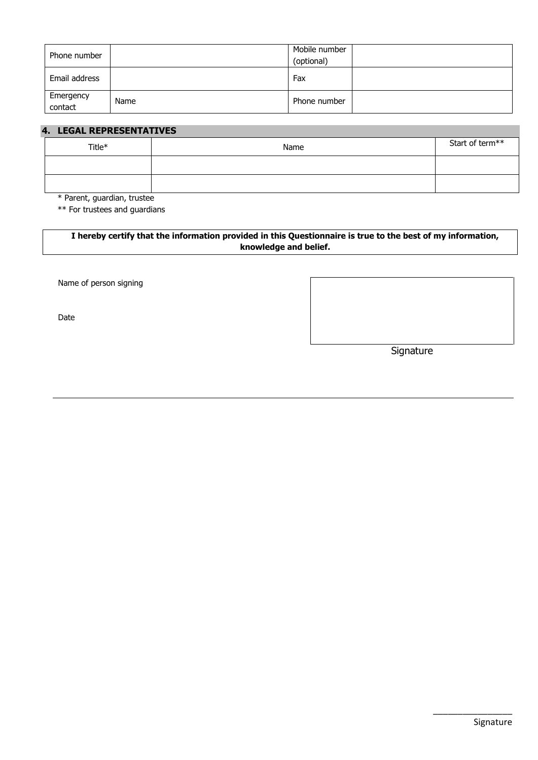| Phone number | | Mobile number (optional) | |
|---|---|---|---|
| Email address | | Fax | |
| Emergency contact | Name | Phone number | |

## 4. LEGAL REPRESENTATIVES

| Title* | Name | Start of term** |
|---|---|---|
| | | |
| | | |

\* Parent, guardian, trustee

\*\* For trustees and guardians

**I hereby certify that the information provided in this Questionnaire is true to the best of my information, knowledge and belief.**

Name of person signing

Date

Signature

Signature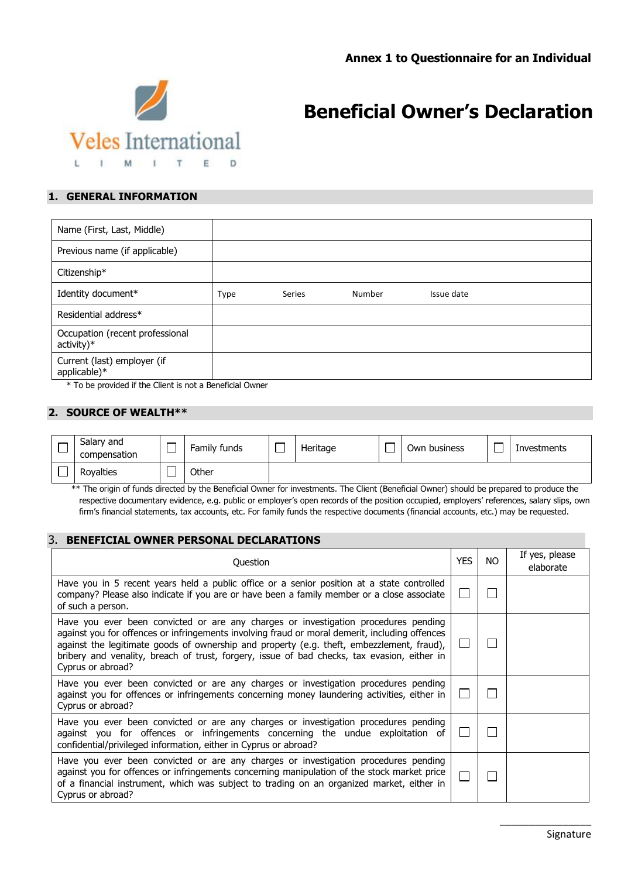**Annex 1 to Questionnaire for an Individual**

Veles International LIMITED

# Beneficial Owner's Declaration

## 1. GENERAL INFORMATION

| | |
|---|---|
| Name (First, Last, Middle) | |
| Previous name (if applicable) | |
| Citizenship* | |
| Identity document* | Type Series Number Issue date |
| Residential address* | |
| Occupation (recent professional activity)* | |
| Current (last) employer (if applicable)* | |

\* To be provided if the Client is not a Beneficial Owner

## 2. SOURCE OF WEALTH**

| | | | | | | | | | |
|---|---|---|---|---|---|---|---|---|---|
| ☐ | Salary and compensation | ☐ | Family funds | ☐ | Heritage | ☐ | Own business | ☐ | Investments |
| ☐ | Royalties | ☐ | Other | | | | | | |

** The origin of funds directed by the Beneficial Owner for investments. The Client (Beneficial Owner) should be prepared to produce the respective documentary evidence, e.g. public or employer's open records of the position occupied, employers' references, salary slips, own firm's financial statements, tax accounts, etc. For family funds the respective documents (financial accounts, etc.) may be requested.

## 3. BENEFICIAL OWNER PERSONAL DECLARATIONS

| Question | YES | NO | If yes, please elaborate |
|---|---|---|---|
| Have you in 5 recent years held a public office or a senior position at a state controlled company? Please also indicate if you are or have been a family member or a close associate of such a person. | ☐ | ☐ | |
| Have you ever been convicted or are any charges or investigation procedures pending against you for offences or infringements involving fraud or moral demerit, including offences against the legitimate goods of ownership and property (e.g. theft, embezzlement, fraud), bribery and venality, breach of trust, forgery, issue of bad checks, tax evasion, either in Cyprus or abroad? | ☐ | ☐ | |
| Have you ever been convicted or are any charges or investigation procedures pending against you for offences or infringements concerning money laundering activities, either in Cyprus or abroad? | ☐ | ☐ | |
| Have you ever been convicted or are any charges or investigation procedures pending against you for offences or infringements concerning the undue exploitation of confidential/privileged information, either in Cyprus or abroad? | ☐ | ☐ | |
| Have you ever been convicted or are any charges or investigation procedures pending against you for offences or infringements concerning manipulation of the stock market price of a financial instrument, which was subject to trading on an organized market, either in Cyprus or abroad? | ☐ | ☐ | |

\_\_\_\_\_\_\_\_\_\_\_\_\_\_\_\_
Signature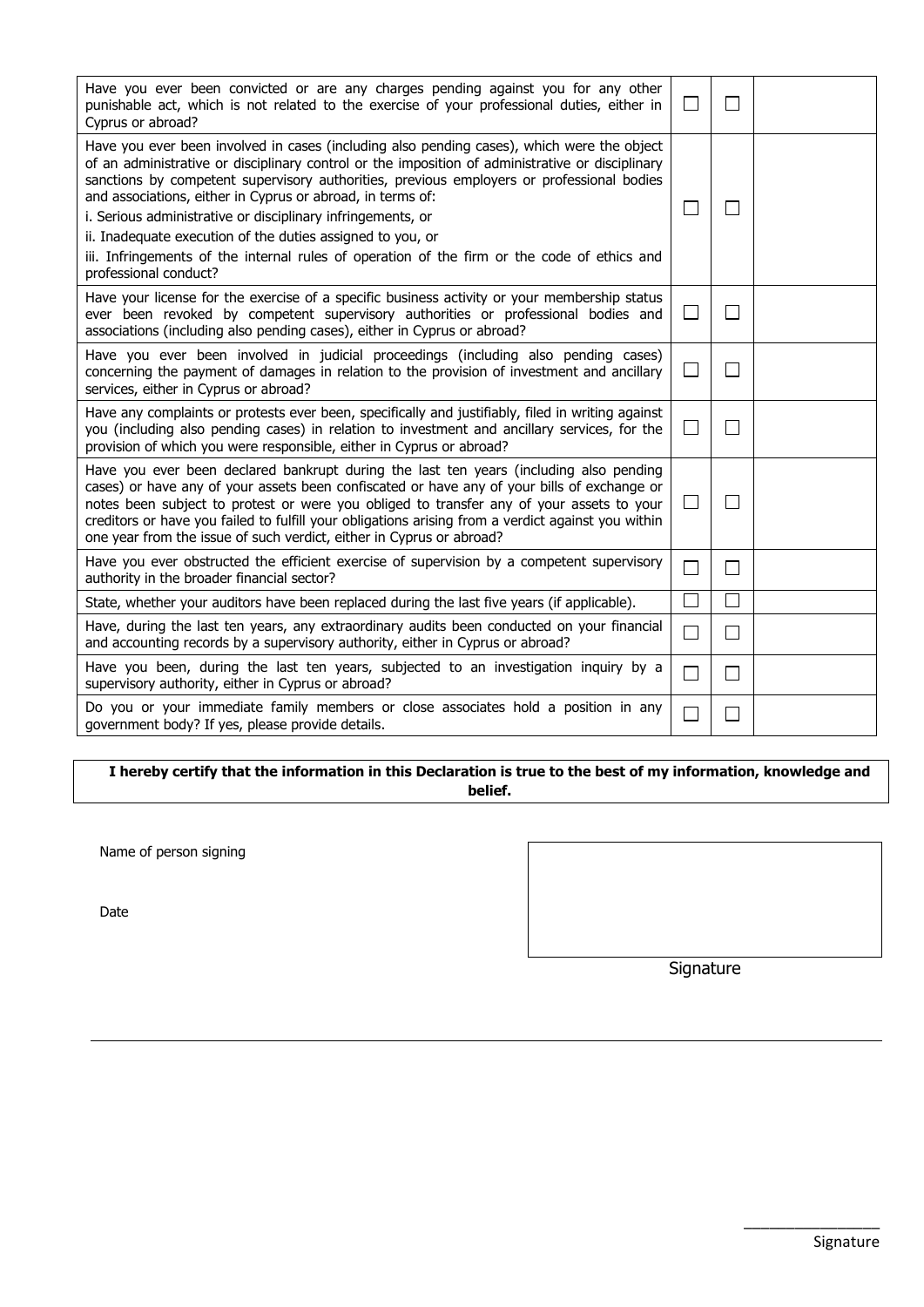| | | | |
|---|---|---|---|
| Have you ever been convicted or are any charges pending against you for any other punishable act, which is not related to the exercise of your professional duties, either in Cyprus or abroad? | ☐ | ☐ | |
| Have you ever been involved in cases (including also pending cases), which were the object of an administrative or disciplinary control or the imposition of administrative or disciplinary sanctions by competent supervisory authorities, previous employers or professional bodies and associations, either in Cyprus or abroad, in terms of:<br>i. Serious administrative or disciplinary infringements, or<br>ii. Inadequate execution of the duties assigned to you, or<br>iii. Infringements of the internal rules of operation of the firm or the code of ethics and professional conduct? | ☐ | ☐ | |
| Have your license for the exercise of a specific business activity or your membership status ever been revoked by competent supervisory authorities or professional bodies and associations (including also pending cases), either in Cyprus or abroad? | ☐ | ☐ | |
| Have you ever been involved in judicial proceedings (including also pending cases) concerning the payment of damages in relation to the provision of investment and ancillary services, either in Cyprus or abroad? | ☐ | ☐ | |
| Have any complaints or protests ever been, specifically and justifiably, filed in writing against you (including also pending cases) in relation to investment and ancillary services, for the provision of which you were responsible, either in Cyprus or abroad? | ☐ | ☐ | |
| Have you ever been declared bankrupt during the last ten years (including also pending cases) or have any of your assets been confiscated or have any of your bills of exchange or notes been subject to protest or were you obliged to transfer any of your assets to your creditors or have you failed to fulfill your obligations arising from a verdict against you within one year from the issue of such verdict, either in Cyprus or abroad? | ☐ | ☐ | |
| Have you ever obstructed the efficient exercise of supervision by a competent supervisory authority in the broader financial sector? | ☐ | ☐ | |
| State, whether your auditors have been replaced during the last five years (if applicable). | ☐ | ☐ | |
| Have, during the last ten years, any extraordinary audits been conducted on your financial and accounting records by a supervisory authority, either in Cyprus or abroad? | ☐ | ☐ | |
| Have you been, during the last ten years, subjected to an investigation inquiry by a supervisory authority, either in Cyprus or abroad? | ☐ | ☐ | |
| Do you or your immediate family members or close associates hold a position in any government body? If yes, please provide details. | ☐ | ☐ | |

**I hereby certify that the information in this Declaration is true to the best of my information, knowledge and belief.**

Name of person signing

Date

Signature

_______________
Signature